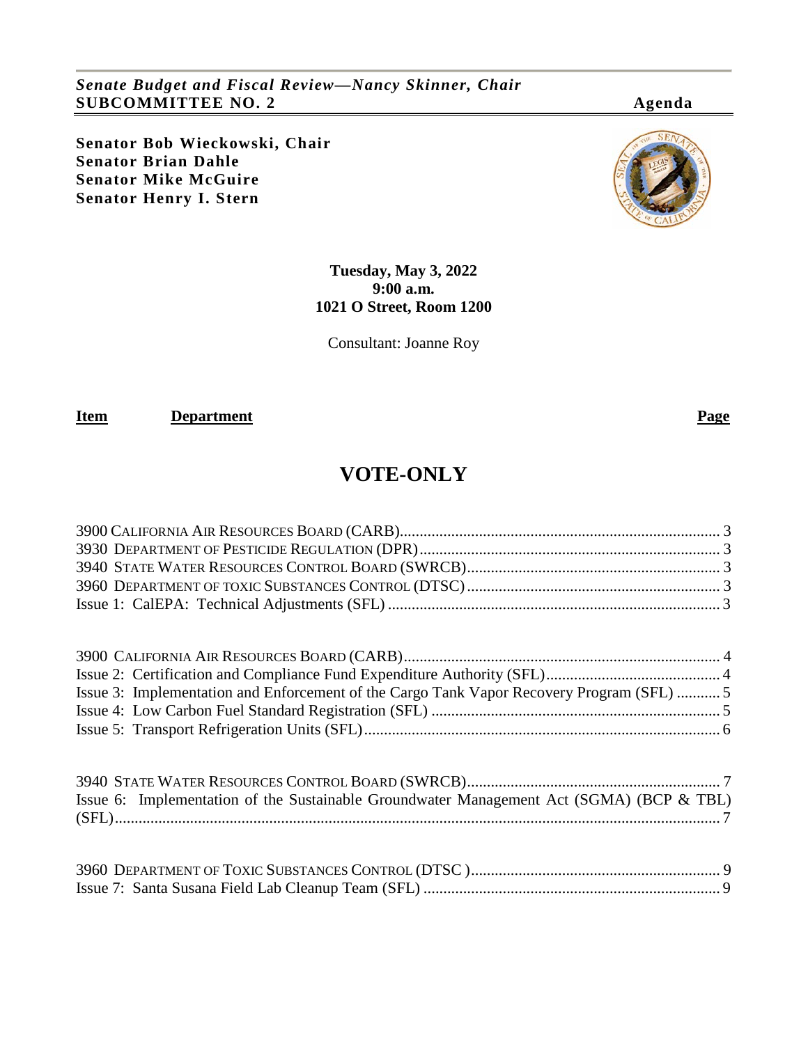*Senate Budget and Fiscal Review—Nancy Skinner, Chair*
**SUBCOMMITTEE NO. 2** **Agenda**

**Senator Bob Wieckowski, Chair**
**Senator Brian Dahle**
**Senator Mike McGuire**
**Senator Henry I. Stern**

**Tuesday, May 3, 2022**
**9:00 a.m.**
**1021 O Street, Room 1200**

Consultant: Joanne Roy

| Item | Department | Page |
|---|---|---|

# VOTE-ONLY

3900 California Air Resources Board (CARB) .......... 3
3930 Department of Pesticide Regulation (DPR) .......... 3
3940 State Water Resources Control Board (SWRCB) .......... 3
3960 Department of Toxic Substances Control (DTSC) .......... 3
Issue 1: CalEPA: Technical Adjustments (SFL) .......... 3

3900 California Air Resources Board (CARB) .......... 4
Issue 2: Certification and Compliance Fund Expenditure Authority (SFL) .......... 4
Issue 3: Implementation and Enforcement of the Cargo Tank Vapor Recovery Program (SFL) .......... 5
Issue 4: Low Carbon Fuel Standard Registration (SFL) .......... 5
Issue 5: Transport Refrigeration Units (SFL) .......... 6

3940 State Water Resources Control Board (SWRCB) .......... 7
Issue 6: Implementation of the Sustainable Groundwater Management Act (SGMA) (BCP & TBL) (SFL) .......... 7

3960 Department of Toxic Substances Control (DTSC) .......... 9
Issue 7: Santa Susana Field Lab Cleanup Team (SFL) .......... 9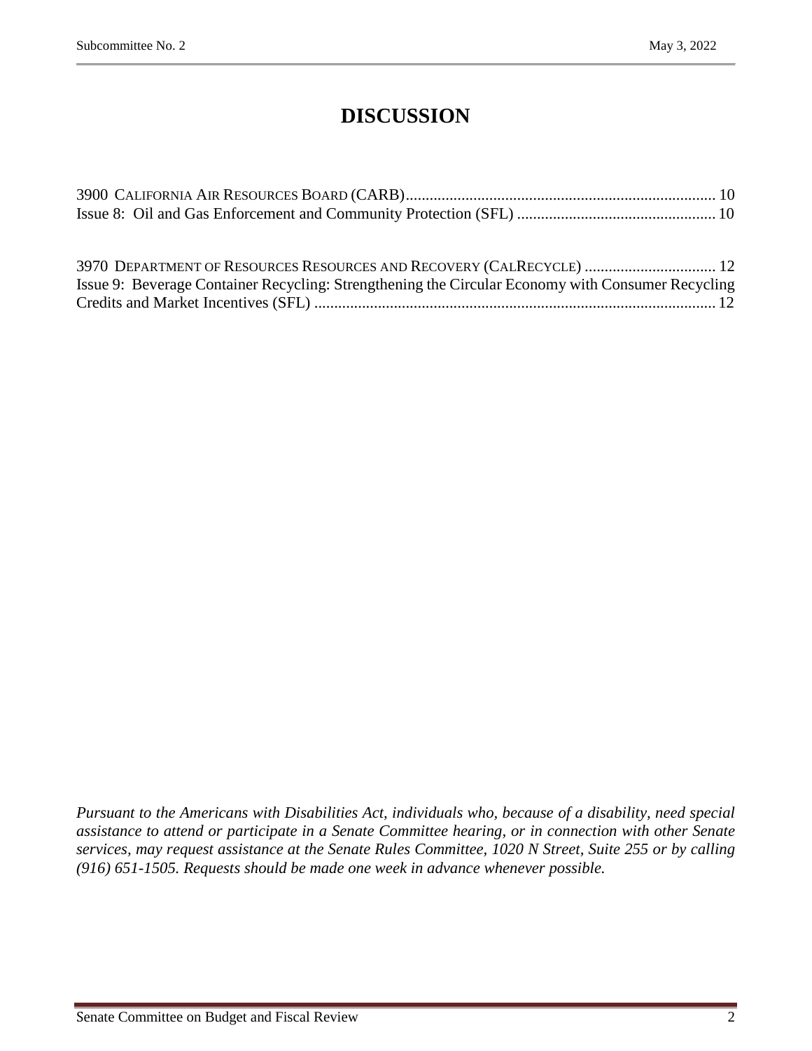# DISCUSSION

3900 CALIFORNIA AIR RESOURCES BOARD (CARB) .......................................................................... 10
Issue 8: Oil and Gas Enforcement and Community Protection (SFL) .................................................. 10

3970 DEPARTMENT OF RESOURCES RESOURCES AND RECOVERY (CALRECYCLE) ................................. 12
Issue 9: Beverage Container Recycling: Strengthening the Circular Economy with Consumer Recycling Credits and Market Incentives (SFL) ..................................................................................................... 12

*Pursuant to the Americans with Disabilities Act, individuals who, because of a disability, need special assistance to attend or participate in a Senate Committee hearing, or in connection with other Senate services, may request assistance at the Senate Rules Committee, 1020 N Street, Suite 255 or by calling (916) 651-1505. Requests should be made one week in advance whenever possible.*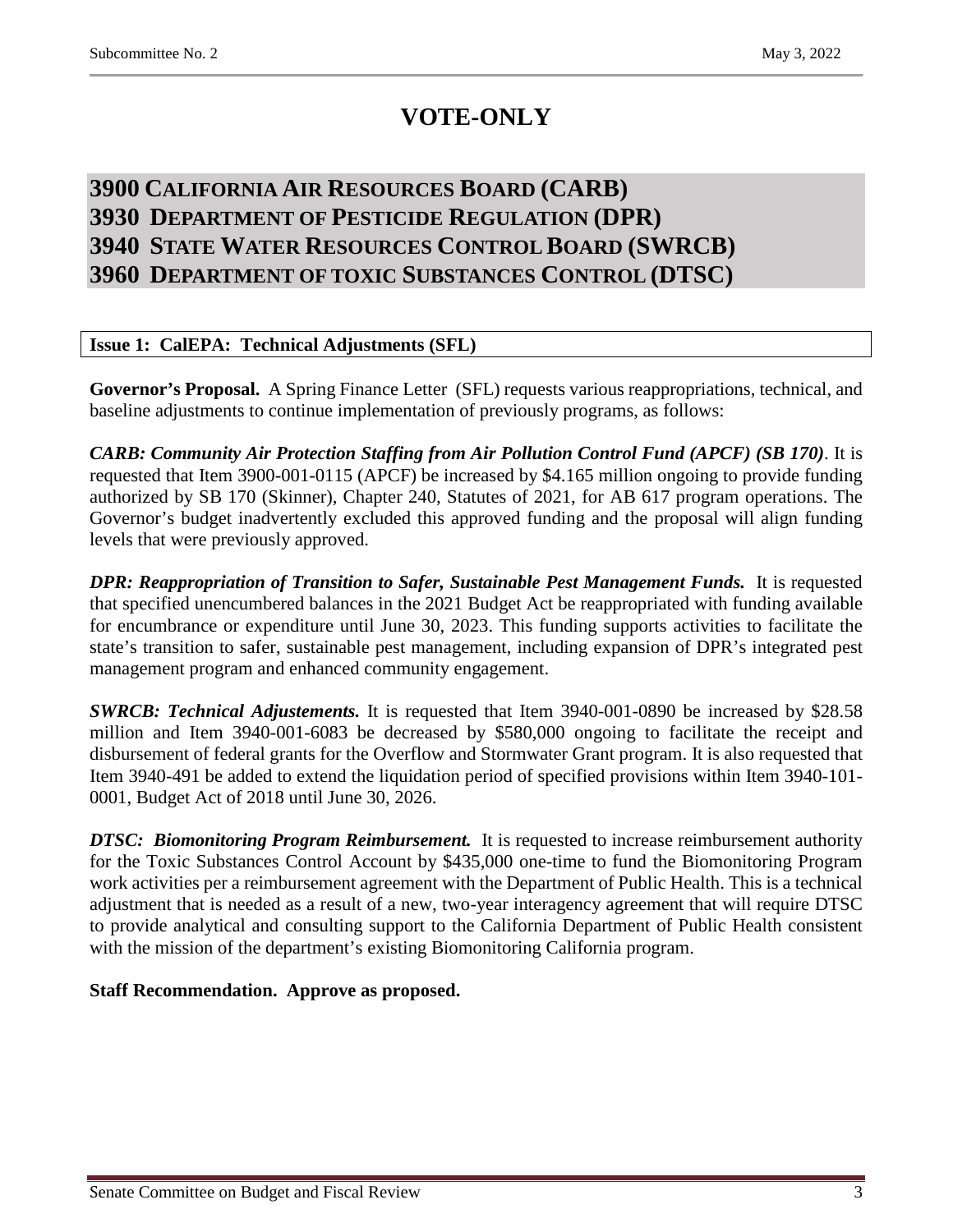# VOTE-ONLY

## 3900 California Air Resources Board (CARB)
## 3930 Department of Pesticide Regulation (DPR)
## 3940 State Water Resources Control Board (SWRCB)
## 3960 Department of toxic Substances Control (DTSC)

**Issue 1: CalEPA: Technical Adjustments (SFL)**

**Governor's Proposal.** A Spring Finance Letter (SFL) requests various reappropriations, technical, and baseline adjustments to continue implementation of previously programs, as follows:

***CARB: Community Air Protection Staffing from Air Pollution Control Fund (APCF) (SB 170)***. It is requested that Item 3900-001-0115 (APCF) be increased by $4.165 million ongoing to provide funding authorized by SB 170 (Skinner), Chapter 240, Statutes of 2021, for AB 617 program operations. The Governor's budget inadvertently excluded this approved funding and the proposal will align funding levels that were previously approved.

***DPR: Reappropriation of Transition to Safer, Sustainable Pest Management Funds.*** It is requested that specified unencumbered balances in the 2021 Budget Act be reappropriated with funding available for encumbrance or expenditure until June 30, 2023. This funding supports activities to facilitate the state's transition to safer, sustainable pest management, including expansion of DPR's integrated pest management program and enhanced community engagement.

***SWRCB: Technical Adjustements.*** It is requested that Item 3940-001-0890 be increased by $28.58 million and Item 3940-001-6083 be decreased by $580,000 ongoing to facilitate the receipt and disbursement of federal grants for the Overflow and Stormwater Grant program. It is also requested that Item 3940-491 be added to extend the liquidation period of specified provisions within Item 3940-101-0001, Budget Act of 2018 until June 30, 2026.

***DTSC: Biomonitoring Program Reimbursement.*** It is requested to increase reimbursement authority for the Toxic Substances Control Account by $435,000 one-time to fund the Biomonitoring Program work activities per a reimbursement agreement with the Department of Public Health. This is a technical adjustment that is needed as a result of a new, two-year interagency agreement that will require DTSC to provide analytical and consulting support to the California Department of Public Health consistent with the mission of the department's existing Biomonitoring California program.

**Staff Recommendation. Approve as proposed.**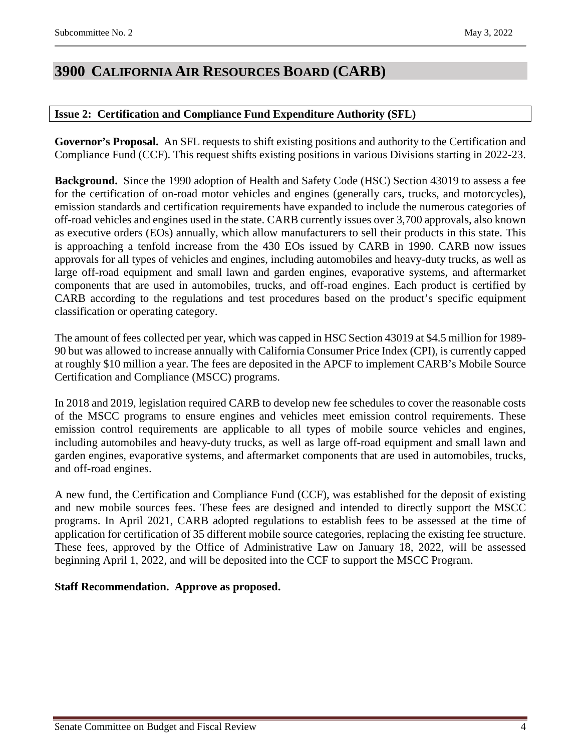# 3900 California Air Resources Board (CARB)

### Issue 2: Certification and Compliance Fund Expenditure Authority (SFL)

**Governor's Proposal.** An SFL requests to shift existing positions and authority to the Certification and Compliance Fund (CCF). This request shifts existing positions in various Divisions starting in 2022-23.

**Background.** Since the 1990 adoption of Health and Safety Code (HSC) Section 43019 to assess a fee for the certification of on-road motor vehicles and engines (generally cars, trucks, and motorcycles), emission standards and certification requirements have expanded to include the numerous categories of off-road vehicles and engines used in the state. CARB currently issues over 3,700 approvals, also known as executive orders (EOs) annually, which allow manufacturers to sell their products in this state. This is approaching a tenfold increase from the 430 EOs issued by CARB in 1990. CARB now issues approvals for all types of vehicles and engines, including automobiles and heavy-duty trucks, as well as large off-road equipment and small lawn and garden engines, evaporative systems, and aftermarket components that are used in automobiles, trucks, and off-road engines. Each product is certified by CARB according to the regulations and test procedures based on the product's specific equipment classification or operating category.

The amount of fees collected per year, which was capped in HSC Section 43019 at $4.5 million for 1989-90 but was allowed to increase annually with California Consumer Price Index (CPI), is currently capped at roughly $10 million a year. The fees are deposited in the APCF to implement CARB's Mobile Source Certification and Compliance (MSCC) programs.

In 2018 and 2019, legislation required CARB to develop new fee schedules to cover the reasonable costs of the MSCC programs to ensure engines and vehicles meet emission control requirements. These emission control requirements are applicable to all types of mobile source vehicles and engines, including automobiles and heavy-duty trucks, as well as large off-road equipment and small lawn and garden engines, evaporative systems, and aftermarket components that are used in automobiles, trucks, and off-road engines.

A new fund, the Certification and Compliance Fund (CCF), was established for the deposit of existing and new mobile sources fees. These fees are designed and intended to directly support the MSCC programs. In April 2021, CARB adopted regulations to establish fees to be assessed at the time of application for certification of 35 different mobile source categories, replacing the existing fee structure. These fees, approved by the Office of Administrative Law on January 18, 2022, will be assessed beginning April 1, 2022, and will be deposited into the CCF to support the MSCC Program.

**Staff Recommendation. Approve as proposed.**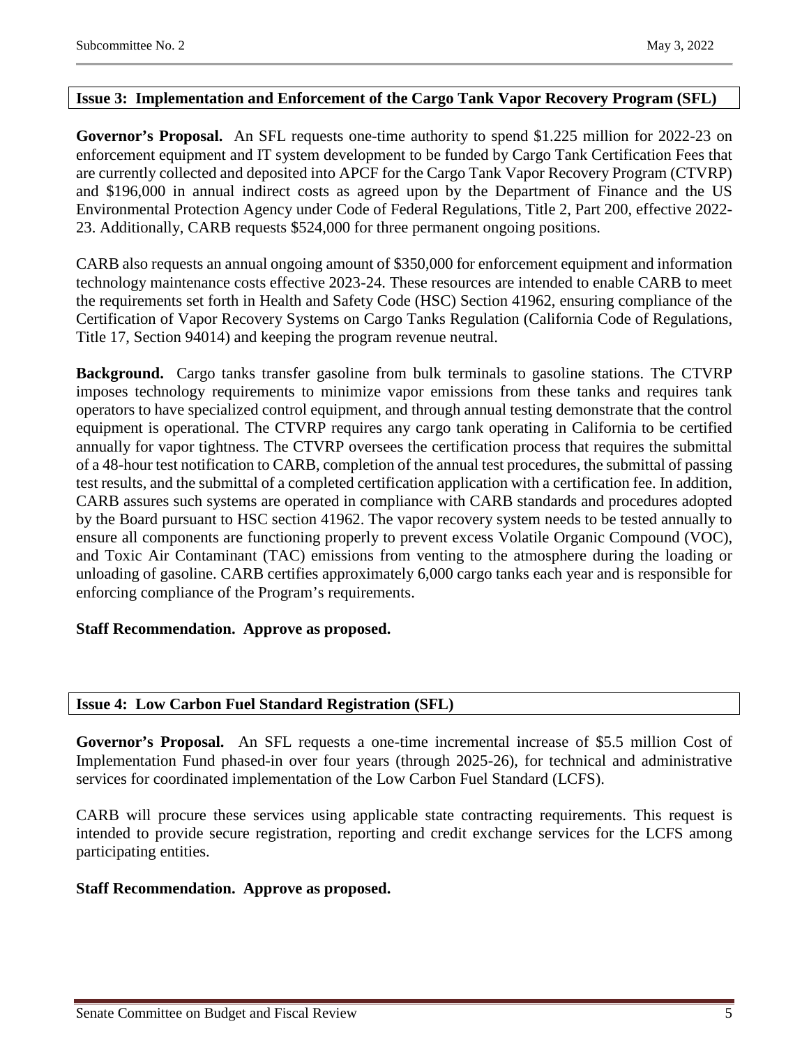## Issue 3: Implementation and Enforcement of the Cargo Tank Vapor Recovery Program (SFL)

**Governor's Proposal.** An SFL requests one-time authority to spend $1.225 million for 2022-23 on enforcement equipment and IT system development to be funded by Cargo Tank Certification Fees that are currently collected and deposited into APCF for the Cargo Tank Vapor Recovery Program (CTVRP) and $196,000 in annual indirect costs as agreed upon by the Department of Finance and the US Environmental Protection Agency under Code of Federal Regulations, Title 2, Part 200, effective 2022-23. Additionally, CARB requests $524,000 for three permanent ongoing positions.

CARB also requests an annual ongoing amount of $350,000 for enforcement equipment and information technology maintenance costs effective 2023-24. These resources are intended to enable CARB to meet the requirements set forth in Health and Safety Code (HSC) Section 41962, ensuring compliance of the Certification of Vapor Recovery Systems on Cargo Tanks Regulation (California Code of Regulations, Title 17, Section 94014) and keeping the program revenue neutral.

**Background.** Cargo tanks transfer gasoline from bulk terminals to gasoline stations. The CTVRP imposes technology requirements to minimize vapor emissions from these tanks and requires tank operators to have specialized control equipment, and through annual testing demonstrate that the control equipment is operational. The CTVRP requires any cargo tank operating in California to be certified annually for vapor tightness. The CTVRP oversees the certification process that requires the submittal of a 48-hour test notification to CARB, completion of the annual test procedures, the submittal of passing test results, and the submittal of a completed certification application with a certification fee. In addition, CARB assures such systems are operated in compliance with CARB standards and procedures adopted by the Board pursuant to HSC section 41962. The vapor recovery system needs to be tested annually to ensure all components are functioning properly to prevent excess Volatile Organic Compound (VOC), and Toxic Air Contaminant (TAC) emissions from venting to the atmosphere during the loading or unloading of gasoline. CARB certifies approximately 6,000 cargo tanks each year and is responsible for enforcing compliance of the Program's requirements.

**Staff Recommendation. Approve as proposed.**

## Issue 4: Low Carbon Fuel Standard Registration (SFL)

**Governor's Proposal.** An SFL requests a one-time incremental increase of $5.5 million Cost of Implementation Fund phased-in over four years (through 2025-26), for technical and administrative services for coordinated implementation of the Low Carbon Fuel Standard (LCFS).

CARB will procure these services using applicable state contracting requirements. This request is intended to provide secure registration, reporting and credit exchange services for the LCFS among participating entities.

**Staff Recommendation. Approve as proposed.**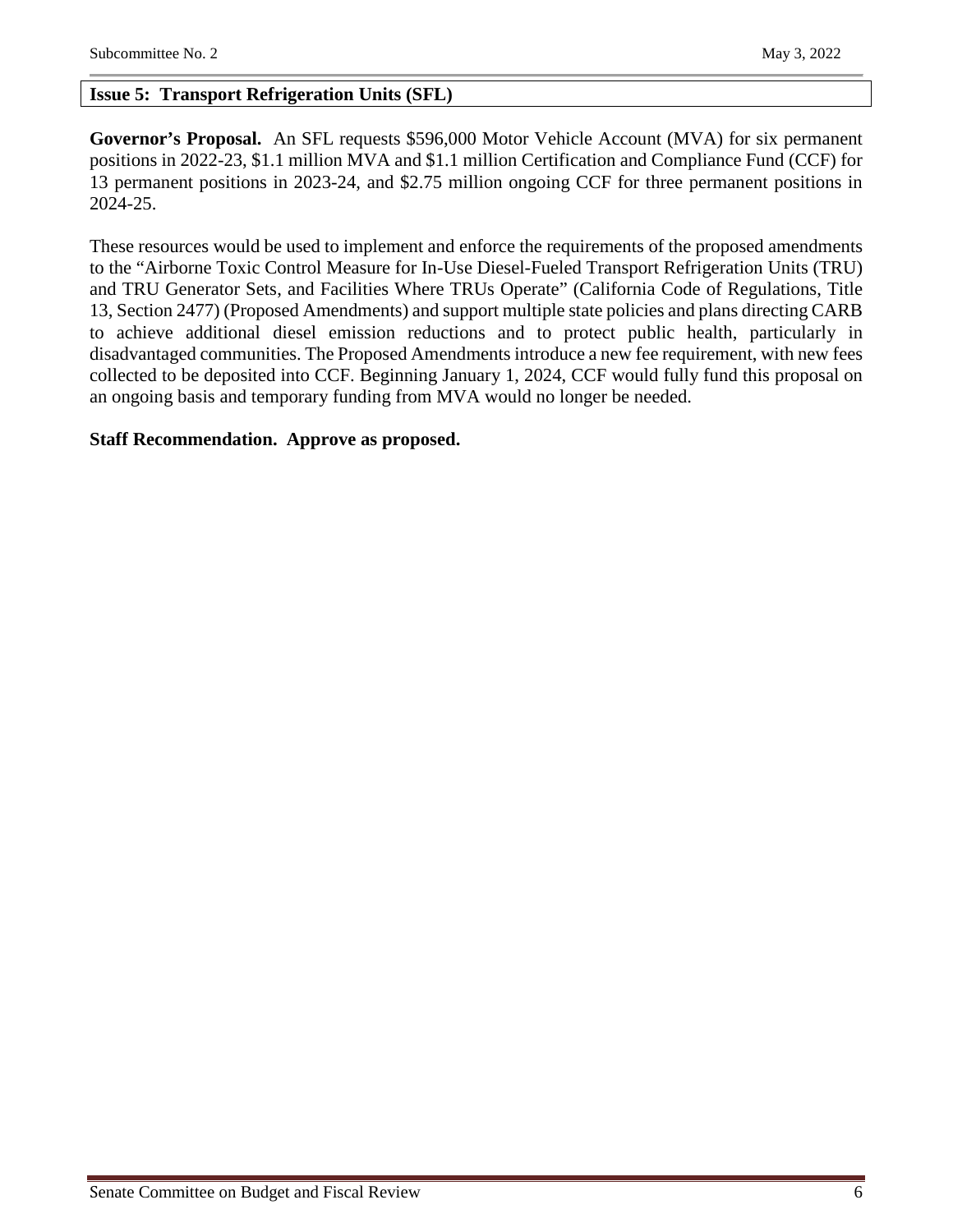### Issue 5: Transport Refrigeration Units (SFL)

**Governor's Proposal.** An SFL requests $596,000 Motor Vehicle Account (MVA) for six permanent positions in 2022-23, $1.1 million MVA and $1.1 million Certification and Compliance Fund (CCF) for 13 permanent positions in 2023-24, and $2.75 million ongoing CCF for three permanent positions in 2024-25.

These resources would be used to implement and enforce the requirements of the proposed amendments to the "Airborne Toxic Control Measure for In-Use Diesel-Fueled Transport Refrigeration Units (TRU) and TRU Generator Sets, and Facilities Where TRUs Operate" (California Code of Regulations, Title 13, Section 2477) (Proposed Amendments) and support multiple state policies and plans directing CARB to achieve additional diesel emission reductions and to protect public health, particularly in disadvantaged communities. The Proposed Amendments introduce a new fee requirement, with new fees collected to be deposited into CCF. Beginning January 1, 2024, CCF would fully fund this proposal on an ongoing basis and temporary funding from MVA would no longer be needed.

**Staff Recommendation. Approve as proposed.**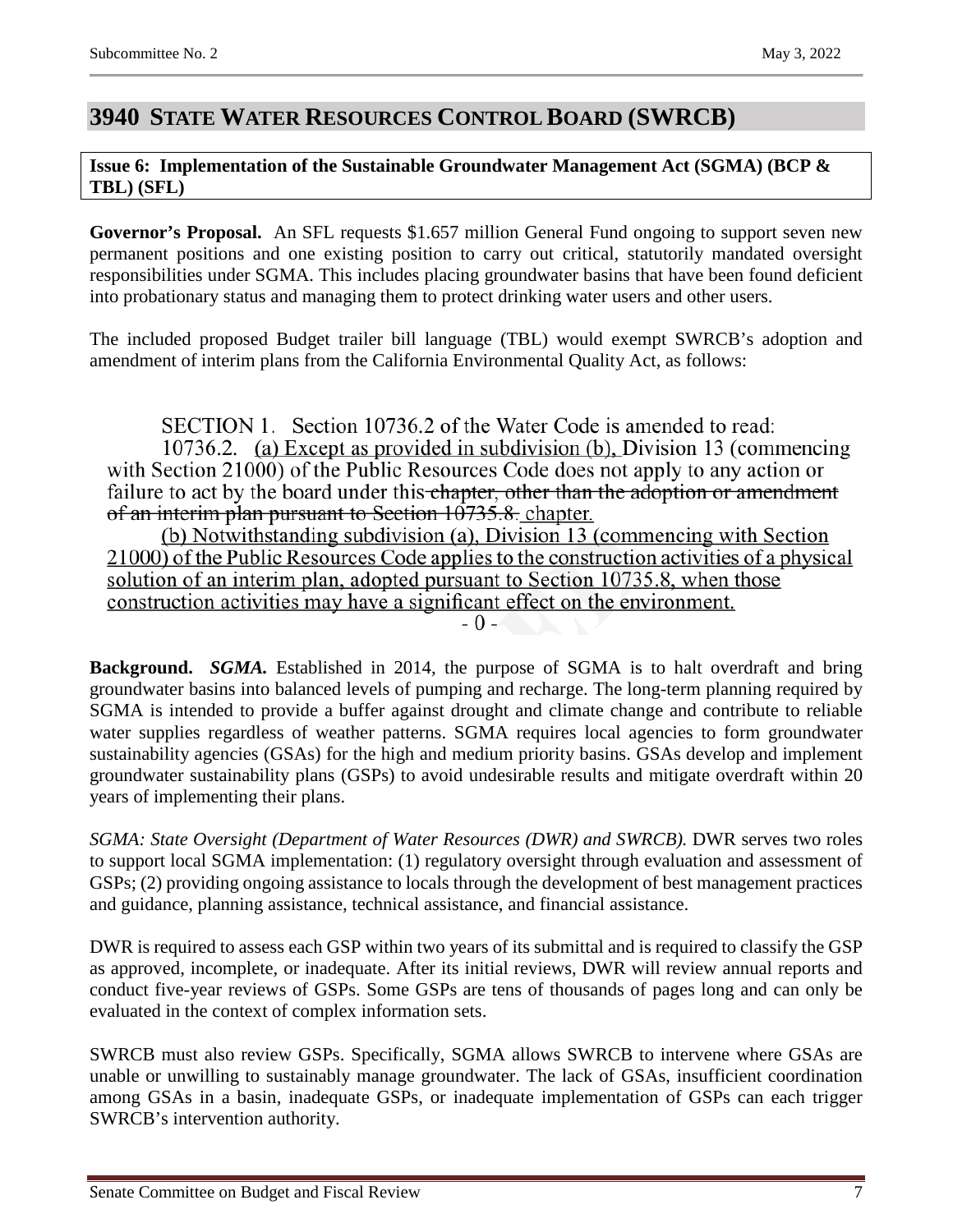## 3940 STATE WATER RESOURCES CONTROL BOARD (SWRCB)

**Issue 6: Implementation of the Sustainable Groundwater Management Act (SGMA) (BCP & TBL) (SFL)**

**Governor's Proposal.** An SFL requests $1.657 million General Fund ongoing to support seven new permanent positions and one existing position to carry out critical, statutorily mandated oversight responsibilities under SGMA. This includes placing groundwater basins that have been found deficient into probationary status and managing them to protect drinking water users and other users.

The included proposed Budget trailer bill language (TBL) would exempt SWRCB's adoption and amendment of interim plans from the California Environmental Quality Act, as follows:

SECTION 1. Section 10736.2 of the Water Code is amended to read:

10736.2. <u>(a) Except as provided in subdivision (b),</u> Division 13 (commencing with Section 21000) of the Public Resources Code does not apply to any action or failure to act by the board under this ~~chapter, other than the adoption or amendment of an interim plan pursuant to Section 10735.8.~~ <u>chapter.</u>

<u>(b) Notwithstanding subdivision (a), Division 13 (commencing with Section 21000) of the Public Resources Code applies to the construction activities of a physical solution of an interim plan, adopted pursuant to Section 10735.8, when those construction activities may have a significant effect on the environment.</u>

- 0 -

**Background.** ***SGMA.*** Established in 2014, the purpose of SGMA is to halt overdraft and bring groundwater basins into balanced levels of pumping and recharge. The long-term planning required by SGMA is intended to provide a buffer against drought and climate change and contribute to reliable water supplies regardless of weather patterns. SGMA requires local agencies to form groundwater sustainability agencies (GSAs) for the high and medium priority basins. GSAs develop and implement groundwater sustainability plans (GSPs) to avoid undesirable results and mitigate overdraft within 20 years of implementing their plans.

*SGMA: State Oversight (Department of Water Resources (DWR) and SWRCB).* DWR serves two roles to support local SGMA implementation: (1) regulatory oversight through evaluation and assessment of GSPs; (2) providing ongoing assistance to locals through the development of best management practices and guidance, planning assistance, technical assistance, and financial assistance.

DWR is required to assess each GSP within two years of its submittal and is required to classify the GSP as approved, incomplete, or inadequate. After its initial reviews, DWR will review annual reports and conduct five-year reviews of GSPs. Some GSPs are tens of thousands of pages long and can only be evaluated in the context of complex information sets.

SWRCB must also review GSPs. Specifically, SGMA allows SWRCB to intervene where GSAs are unable or unwilling to sustainably manage groundwater. The lack of GSAs, insufficient coordination among GSAs in a basin, inadequate GSPs, or inadequate implementation of GSPs can each trigger SWRCB's intervention authority.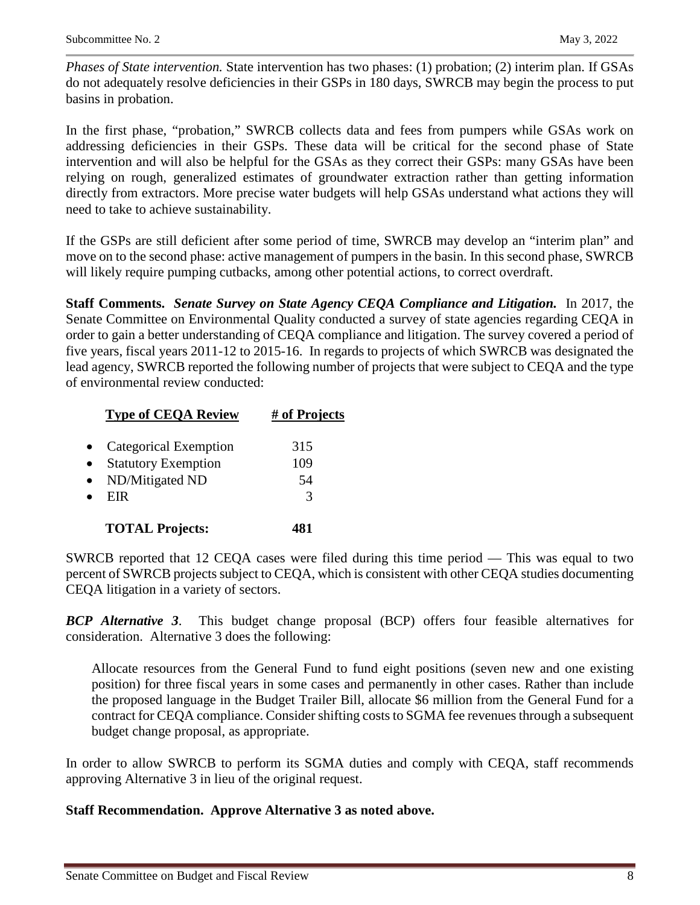*Phases of State intervention.* State intervention has two phases: (1) probation; (2) interim plan. If GSAs do not adequately resolve deficiencies in their GSPs in 180 days, SWRCB may begin the process to put basins in probation.

In the first phase, "probation," SWRCB collects data and fees from pumpers while GSAs work on addressing deficiencies in their GSPs. These data will be critical for the second phase of State intervention and will also be helpful for the GSAs as they correct their GSPs: many GSAs have been relying on rough, generalized estimates of groundwater extraction rather than getting information directly from extractors. More precise water budgets will help GSAs understand what actions they will need to take to achieve sustainability.

If the GSPs are still deficient after some period of time, SWRCB may develop an "interim plan" and move on to the second phase: active management of pumpers in the basin. In this second phase, SWRCB will likely require pumping cutbacks, among other potential actions, to correct overdraft.

**Staff Comments.** ***Senate Survey on State Agency CEQA Compliance and Litigation.*** In 2017, the Senate Committee on Environmental Quality conducted a survey of state agencies regarding CEQA in order to gain a better understanding of CEQA compliance and litigation. The survey covered a period of five years, fiscal years 2011-12 to 2015-16. In regards to projects of which SWRCB was designated the lead agency, SWRCB reported the following number of projects that were subject to CEQA and the type of environmental review conducted:

| Type of CEQA Review | # of Projects |
|---|---|
| • Categorical Exemption | 315 |
| • Statutory Exemption | 109 |
| • ND/Mitigated ND | 54 |
| • EIR | 3 |
| **TOTAL Projects:** | **481** |

SWRCB reported that 12 CEQA cases were filed during this time period — This was equal to two percent of SWRCB projects subject to CEQA, which is consistent with other CEQA studies documenting CEQA litigation in a variety of sectors.

***BCP Alternative 3***. This budget change proposal (BCP) offers four feasible alternatives for consideration. Alternative 3 does the following:

> Allocate resources from the General Fund to fund eight positions (seven new and one existing position) for three fiscal years in some cases and permanently in other cases. Rather than include the proposed language in the Budget Trailer Bill, allocate $6 million from the General Fund for a contract for CEQA compliance. Consider shifting costs to SGMA fee revenues through a subsequent budget change proposal, as appropriate.

In order to allow SWRCB to perform its SGMA duties and comply with CEQA, staff recommends approving Alternative 3 in lieu of the original request.

**Staff Recommendation. Approve Alternative 3 as noted above.**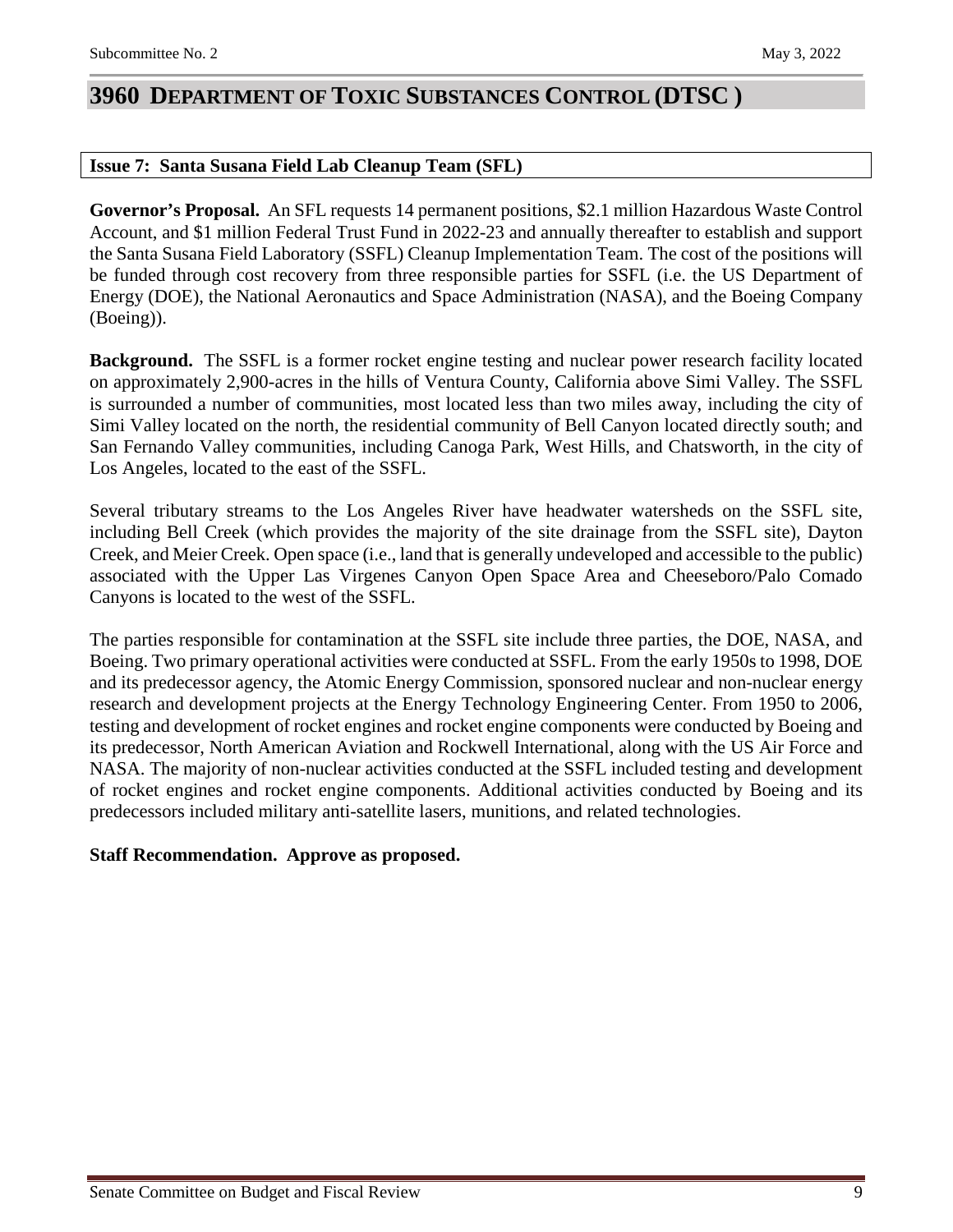# 3960 DEPARTMENT OF TOXIC SUBSTANCES CONTROL (DTSC )

**Issue 7: Santa Susana Field Lab Cleanup Team (SFL)**

**Governor's Proposal.** An SFL requests 14 permanent positions, $2.1 million Hazardous Waste Control Account, and $1 million Federal Trust Fund in 2022-23 and annually thereafter to establish and support the Santa Susana Field Laboratory (SSFL) Cleanup Implementation Team. The cost of the positions will be funded through cost recovery from three responsible parties for SSFL (i.e. the US Department of Energy (DOE), the National Aeronautics and Space Administration (NASA), and the Boeing Company (Boeing)).

**Background.** The SSFL is a former rocket engine testing and nuclear power research facility located on approximately 2,900-acres in the hills of Ventura County, California above Simi Valley. The SSFL is surrounded a number of communities, most located less than two miles away, including the city of Simi Valley located on the north, the residential community of Bell Canyon located directly south; and San Fernando Valley communities, including Canoga Park, West Hills, and Chatsworth, in the city of Los Angeles, located to the east of the SSFL.

Several tributary streams to the Los Angeles River have headwater watersheds on the SSFL site, including Bell Creek (which provides the majority of the site drainage from the SSFL site), Dayton Creek, and Meier Creek. Open space (i.e., land that is generally undeveloped and accessible to the public) associated with the Upper Las Virgenes Canyon Open Space Area and Cheeseboro/Palo Comado Canyons is located to the west of the SSFL.

The parties responsible for contamination at the SSFL site include three parties, the DOE, NASA, and Boeing. Two primary operational activities were conducted at SSFL. From the early 1950s to 1998, DOE and its predecessor agency, the Atomic Energy Commission, sponsored nuclear and non-nuclear energy research and development projects at the Energy Technology Engineering Center. From 1950 to 2006, testing and development of rocket engines and rocket engine components were conducted by Boeing and its predecessor, North American Aviation and Rockwell International, along with the US Air Force and NASA. The majority of non-nuclear activities conducted at the SSFL included testing and development of rocket engines and rocket engine components. Additional activities conducted by Boeing and its predecessors included military anti-satellite lasers, munitions, and related technologies.

**Staff Recommendation. Approve as proposed.**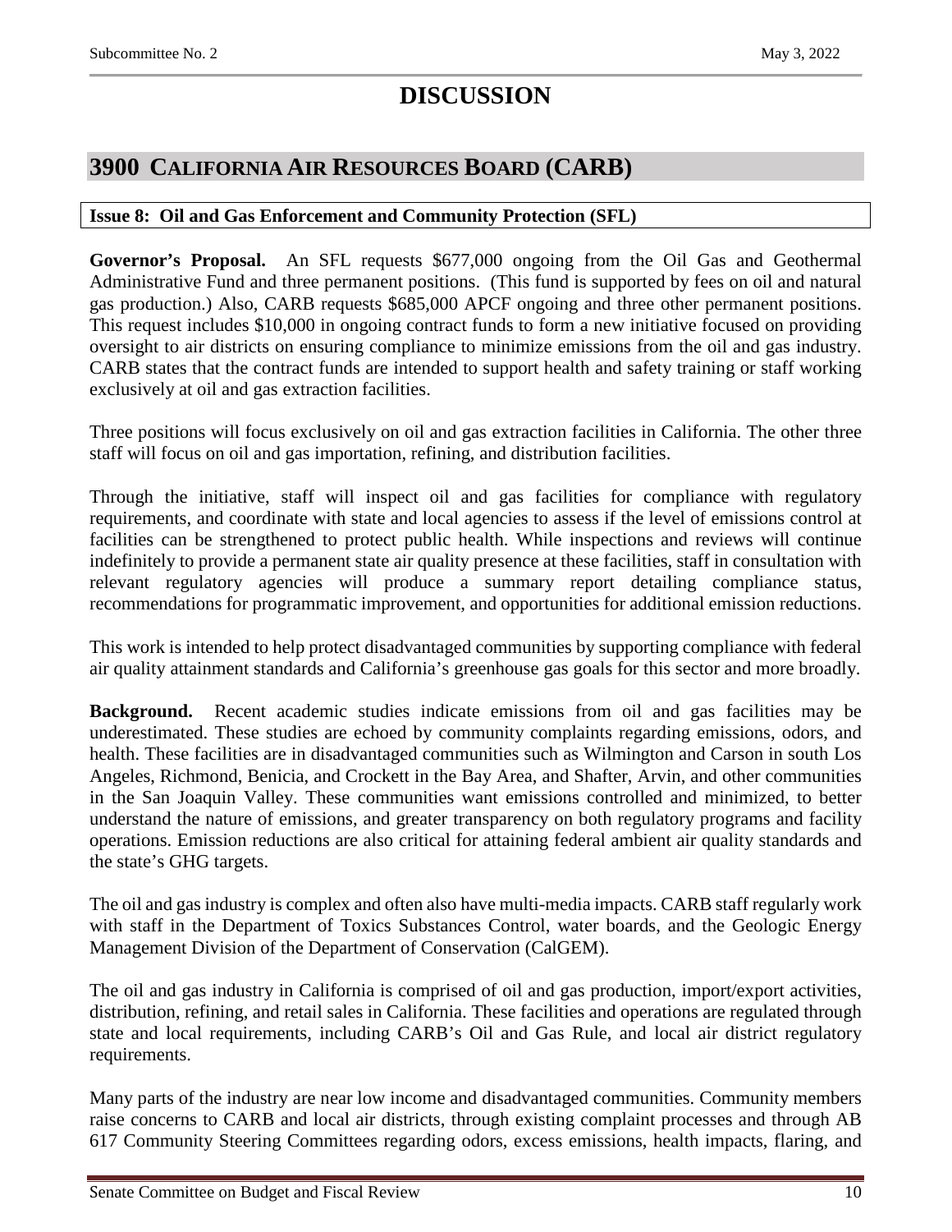# DISCUSSION

## 3900 CALIFORNIA AIR RESOURCES BOARD (CARB)

### Issue 8: Oil and Gas Enforcement and Community Protection (SFL)

**Governor's Proposal.** An SFL requests $677,000 ongoing from the Oil Gas and Geothermal Administrative Fund and three permanent positions. (This fund is supported by fees on oil and natural gas production.) Also, CARB requests $685,000 APCF ongoing and three other permanent positions. This request includes $10,000 in ongoing contract funds to form a new initiative focused on providing oversight to air districts on ensuring compliance to minimize emissions from the oil and gas industry. CARB states that the contract funds are intended to support health and safety training or staff working exclusively at oil and gas extraction facilities.

Three positions will focus exclusively on oil and gas extraction facilities in California. The other three staff will focus on oil and gas importation, refining, and distribution facilities.

Through the initiative, staff will inspect oil and gas facilities for compliance with regulatory requirements, and coordinate with state and local agencies to assess if the level of emissions control at facilities can be strengthened to protect public health. While inspections and reviews will continue indefinitely to provide a permanent state air quality presence at these facilities, staff in consultation with relevant regulatory agencies will produce a summary report detailing compliance status, recommendations for programmatic improvement, and opportunities for additional emission reductions.

This work is intended to help protect disadvantaged communities by supporting compliance with federal air quality attainment standards and California's greenhouse gas goals for this sector and more broadly.

**Background.** Recent academic studies indicate emissions from oil and gas facilities may be underestimated. These studies are echoed by community complaints regarding emissions, odors, and health. These facilities are in disadvantaged communities such as Wilmington and Carson in south Los Angeles, Richmond, Benicia, and Crockett in the Bay Area, and Shafter, Arvin, and other communities in the San Joaquin Valley. These communities want emissions controlled and minimized, to better understand the nature of emissions, and greater transparency on both regulatory programs and facility operations. Emission reductions are also critical for attaining federal ambient air quality standards and the state's GHG targets.

The oil and gas industry is complex and often also have multi-media impacts. CARB staff regularly work with staff in the Department of Toxics Substances Control, water boards, and the Geologic Energy Management Division of the Department of Conservation (CalGEM).

The oil and gas industry in California is comprised of oil and gas production, import/export activities, distribution, refining, and retail sales in California. These facilities and operations are regulated through state and local requirements, including CARB's Oil and Gas Rule, and local air district regulatory requirements.

Many parts of the industry are near low income and disadvantaged communities. Community members raise concerns to CARB and local air districts, through existing complaint processes and through AB 617 Community Steering Committees regarding odors, excess emissions, health impacts, flaring, and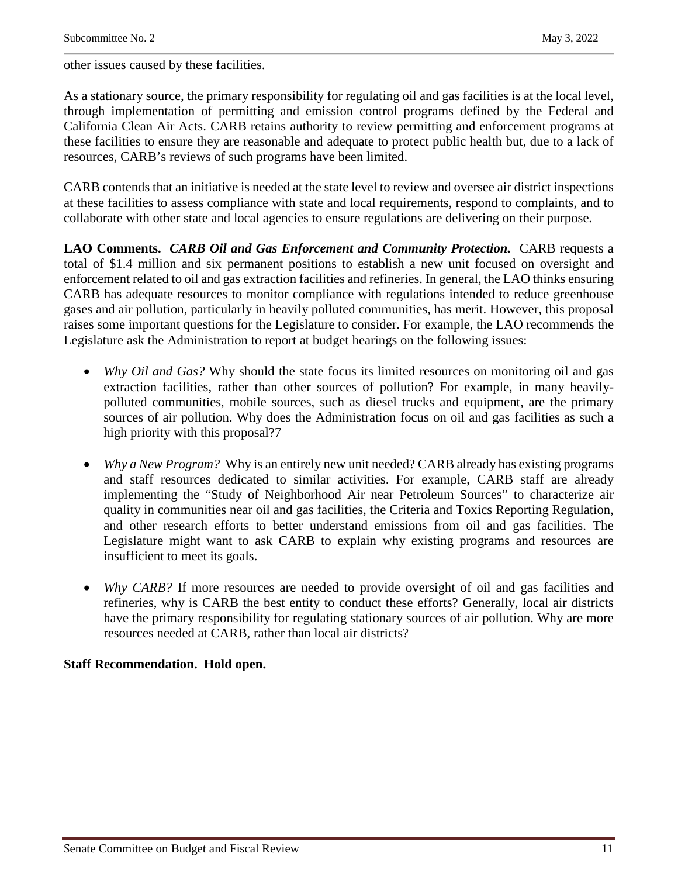other issues caused by these facilities.

As a stationary source, the primary responsibility for regulating oil and gas facilities is at the local level, through implementation of permitting and emission control programs defined by the Federal and California Clean Air Acts. CARB retains authority to review permitting and enforcement programs at these facilities to ensure they are reasonable and adequate to protect public health but, due to a lack of resources, CARB's reviews of such programs have been limited.

CARB contends that an initiative is needed at the state level to review and oversee air district inspections at these facilities to assess compliance with state and local requirements, respond to complaints, and to collaborate with other state and local agencies to ensure regulations are delivering on their purpose.

**LAO Comments.** ***CARB Oil and Gas Enforcement and Community Protection.*** CARB requests a total of $1.4 million and six permanent positions to establish a new unit focused on oversight and enforcement related to oil and gas extraction facilities and refineries. In general, the LAO thinks ensuring CARB has adequate resources to monitor compliance with regulations intended to reduce greenhouse gases and air pollution, particularly in heavily polluted communities, has merit. However, this proposal raises some important questions for the Legislature to consider. For example, the LAO recommends the Legislature ask the Administration to report at budget hearings on the following issues:

- *Why Oil and Gas?* Why should the state focus its limited resources on monitoring oil and gas extraction facilities, rather than other sources of pollution? For example, in many heavily-polluted communities, mobile sources, such as diesel trucks and equipment, are the primary sources of air pollution. Why does the Administration focus on oil and gas facilities as such a high priority with this proposal?7

- *Why a New Program?* Why is an entirely new unit needed? CARB already has existing programs and staff resources dedicated to similar activities. For example, CARB staff are already implementing the "Study of Neighborhood Air near Petroleum Sources" to characterize air quality in communities near oil and gas facilities, the Criteria and Toxics Reporting Regulation, and other research efforts to better understand emissions from oil and gas facilities. The Legislature might want to ask CARB to explain why existing programs and resources are insufficient to meet its goals.

- *Why CARB?* If more resources are needed to provide oversight of oil and gas facilities and refineries, why is CARB the best entity to conduct these efforts? Generally, local air districts have the primary responsibility for regulating stationary sources of air pollution. Why are more resources needed at CARB, rather than local air districts?

**Staff Recommendation. Hold open.**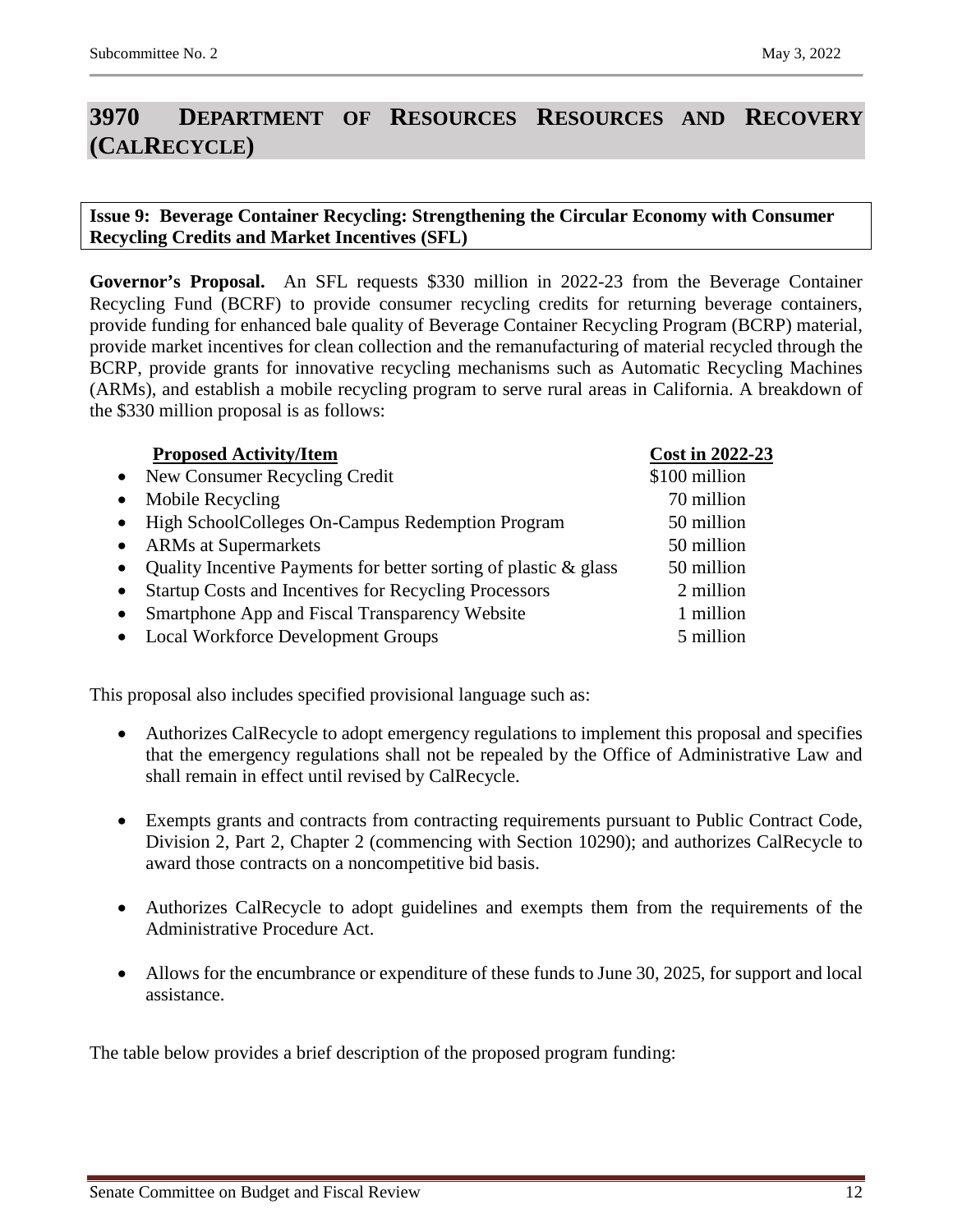# 3970 DEPARTMENT OF RESOURCES RESOURCES AND RECOVERY (CALRECYCLE)

**Issue 9: Beverage Container Recycling: Strengthening the Circular Economy with Consumer Recycling Credits and Market Incentives (SFL)**

**Governor's Proposal.** An SFL requests $330 million in 2022-23 from the Beverage Container Recycling Fund (BCRF) to provide consumer recycling credits for returning beverage containers, provide funding for enhanced bale quality of Beverage Container Recycling Program (BCRP) material, provide market incentives for clean collection and the remanufacturing of material recycled through the BCRP, provide grants for innovative recycling mechanisms such as Automatic Recycling Machines (ARMs), and establish a mobile recycling program to serve rural areas in California. A breakdown of the $330 million proposal is as follows:

| Proposed Activity/Item | Cost in 2022-23 |
|---|---|
| • New Consumer Recycling Credit | $100 million |
| • Mobile Recycling | 70 million |
| • High SchoolColleges On-Campus Redemption Program | 50 million |
| • ARMs at Supermarkets | 50 million |
| • Quality Incentive Payments for better sorting of plastic & glass | 50 million |
| • Startup Costs and Incentives for Recycling Processors | 2 million |
| • Smartphone App and Fiscal Transparency Website | 1 million |
| • Local Workforce Development Groups | 5 million |

This proposal also includes specified provisional language such as:

- Authorizes CalRecycle to adopt emergency regulations to implement this proposal and specifies that the emergency regulations shall not be repealed by the Office of Administrative Law and shall remain in effect until revised by CalRecycle.
- Exempts grants and contracts from contracting requirements pursuant to Public Contract Code, Division 2, Part 2, Chapter 2 (commencing with Section 10290); and authorizes CalRecycle to award those contracts on a noncompetitive bid basis.
- Authorizes CalRecycle to adopt guidelines and exempts them from the requirements of the Administrative Procedure Act.
- Allows for the encumbrance or expenditure of these funds to June 30, 2025, for support and local assistance.

The table below provides a brief description of the proposed program funding: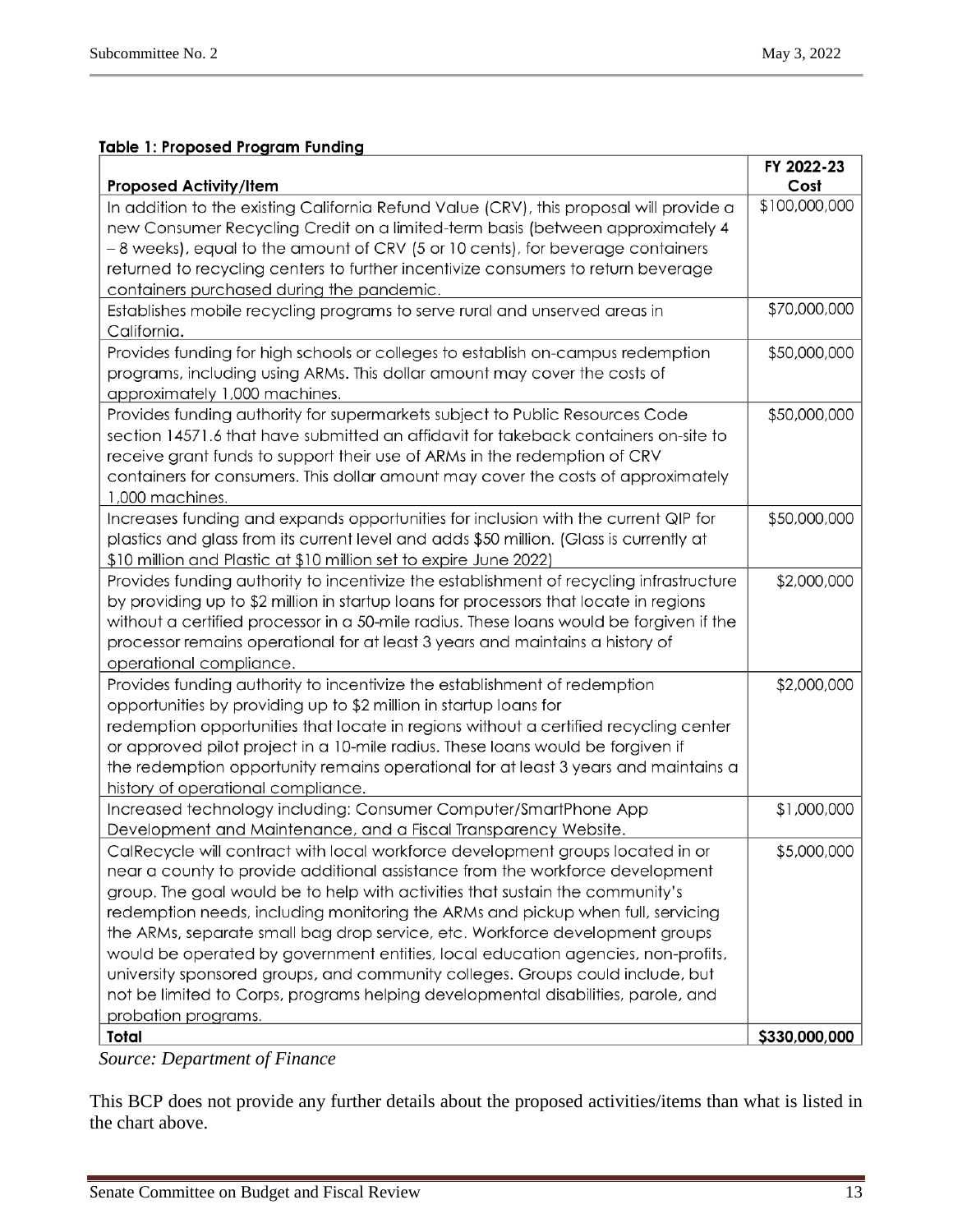**Table 1: Proposed Program Funding**

| Proposed Activity/Item | FY 2022-23 Cost |
|---|---|
| In addition to the existing California Refund Value (CRV), this proposal will provide a new Consumer Recycling Credit on a limited-term basis (between approximately 4 – 8 weeks), equal to the amount of CRV (5 or 10 cents), for beverage containers returned to recycling centers to further incentivize consumers to return beverage containers purchased during the pandemic. | $100,000,000 |
| Establishes mobile recycling programs to serve rural and unserved areas in California. | $70,000,000 |
| Provides funding for high schools or colleges to establish on-campus redemption programs, including using ARMs. This dollar amount may cover the costs of approximately 1,000 machines. | $50,000,000 |
| Provides funding authority for supermarkets subject to Public Resources Code section 14571.6 that have submitted an affidavit for takeback containers on-site to receive grant funds to support their use of ARMs in the redemption of CRV containers for consumers. This dollar amount may cover the costs of approximately 1,000 machines. | $50,000,000 |
| Increases funding and expands opportunities for inclusion with the current QIP for plastics and glass from its current level and adds $50 million. (Glass is currently at $10 million and Plastic at $10 million set to expire June 2022) | $50,000,000 |
| Provides funding authority to incentivize the establishment of recycling infrastructure by providing up to $2 million in startup loans for processors that locate in regions without a certified processor in a 50-mile radius. These loans would be forgiven if the processor remains operational for at least 3 years and maintains a history of operational compliance. | $2,000,000 |
| Provides funding authority to incentivize the establishment of redemption opportunities by providing up to $2 million in startup loans for redemption opportunities that locate in regions without a certified recycling center or approved pilot project in a 10-mile radius. These loans would be forgiven if the redemption opportunity remains operational for at least 3 years and maintains a history of operational compliance. | $2,000,000 |
| Increased technology including: Consumer Computer/SmartPhone App Development and Maintenance, and a Fiscal Transparency Website. | $1,000,000 |
| CalRecycle will contract with local workforce development groups located in or near a county to provide additional assistance from the workforce development group. The goal would be to help with activities that sustain the community's redemption needs, including monitoring the ARMs and pickup when full, servicing the ARMs, separate small bag drop service, etc. Workforce development groups would be operated by government entities, local education agencies, non-profits, university sponsored groups, and community colleges. Groups could include, but not be limited to Corps, programs helping developmental disabilities, parole, and probation programs. | $5,000,000 |
| **Total** | **$330,000,000** |

*Source: Department of Finance*

This BCP does not provide any further details about the proposed activities/items than what is listed in the chart above.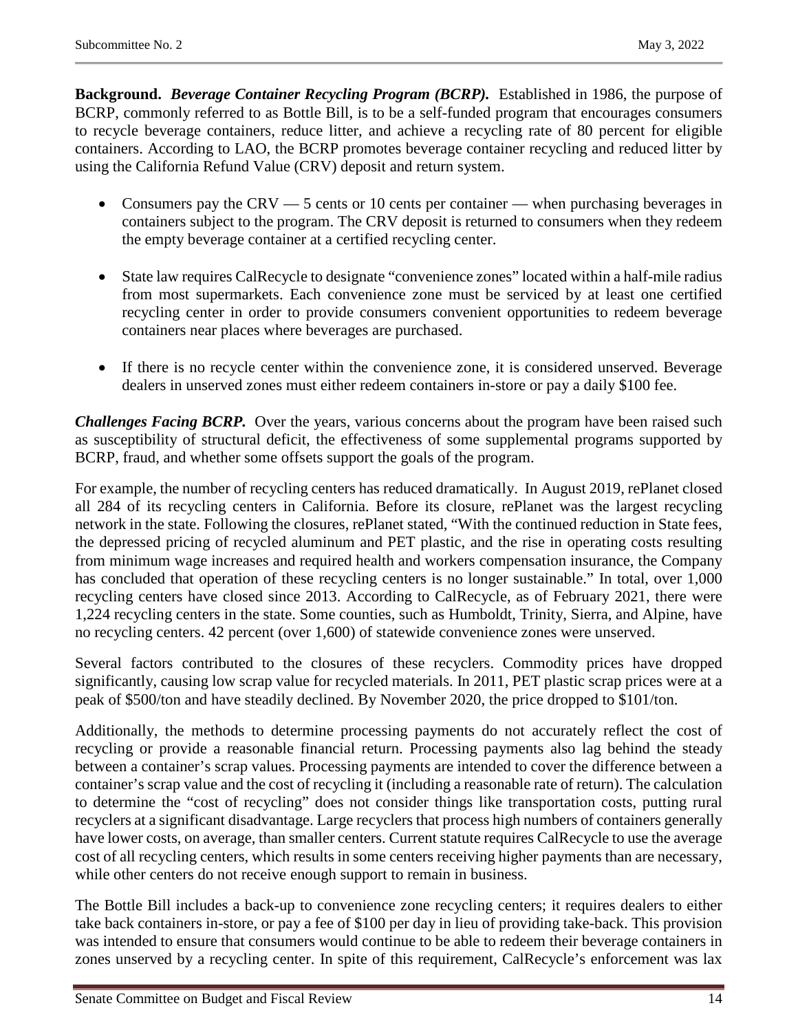**Background.** ***Beverage Container Recycling Program (BCRP).*** Established in 1986, the purpose of BCRP, commonly referred to as Bottle Bill, is to be a self-funded program that encourages consumers to recycle beverage containers, reduce litter, and achieve a recycling rate of 80 percent for eligible containers. According to LAO, the BCRP promotes beverage container recycling and reduced litter by using the California Refund Value (CRV) deposit and return system.

- Consumers pay the CRV — 5 cents or 10 cents per container — when purchasing beverages in containers subject to the program. The CRV deposit is returned to consumers when they redeem the empty beverage container at a certified recycling center.

- State law requires CalRecycle to designate "convenience zones" located within a half-mile radius from most supermarkets. Each convenience zone must be serviced by at least one certified recycling center in order to provide consumers convenient opportunities to redeem beverage containers near places where beverages are purchased.

- If there is no recycle center within the convenience zone, it is considered unserved. Beverage dealers in unserved zones must either redeem containers in-store or pay a daily $100 fee.

***Challenges Facing BCRP.*** Over the years, various concerns about the program have been raised such as susceptibility of structural deficit, the effectiveness of some supplemental programs supported by BCRP, fraud, and whether some offsets support the goals of the program.

For example, the number of recycling centers has reduced dramatically. In August 2019, rePlanet closed all 284 of its recycling centers in California. Before its closure, rePlanet was the largest recycling network in the state. Following the closures, rePlanet stated, "With the continued reduction in State fees, the depressed pricing of recycled aluminum and PET plastic, and the rise in operating costs resulting from minimum wage increases and required health and workers compensation insurance, the Company has concluded that operation of these recycling centers is no longer sustainable." In total, over 1,000 recycling centers have closed since 2013. According to CalRecycle, as of February 2021, there were 1,224 recycling centers in the state. Some counties, such as Humboldt, Trinity, Sierra, and Alpine, have no recycling centers. 42 percent (over 1,600) of statewide convenience zones were unserved.

Several factors contributed to the closures of these recyclers. Commodity prices have dropped significantly, causing low scrap value for recycled materials. In 2011, PET plastic scrap prices were at a peak of $500/ton and have steadily declined. By November 2020, the price dropped to $101/ton.

Additionally, the methods to determine processing payments do not accurately reflect the cost of recycling or provide a reasonable financial return. Processing payments also lag behind the steady between a container's scrap values. Processing payments are intended to cover the difference between a container's scrap value and the cost of recycling it (including a reasonable rate of return). The calculation to determine the "cost of recycling" does not consider things like transportation costs, putting rural recyclers at a significant disadvantage. Large recyclers that process high numbers of containers generally have lower costs, on average, than smaller centers. Current statute requires CalRecycle to use the average cost of all recycling centers, which results in some centers receiving higher payments than are necessary, while other centers do not receive enough support to remain in business.

The Bottle Bill includes a back-up to convenience zone recycling centers; it requires dealers to either take back containers in-store, or pay a fee of $100 per day in lieu of providing take-back. This provision was intended to ensure that consumers would continue to be able to redeem their beverage containers in zones unserved by a recycling center. In spite of this requirement, CalRecycle's enforcement was lax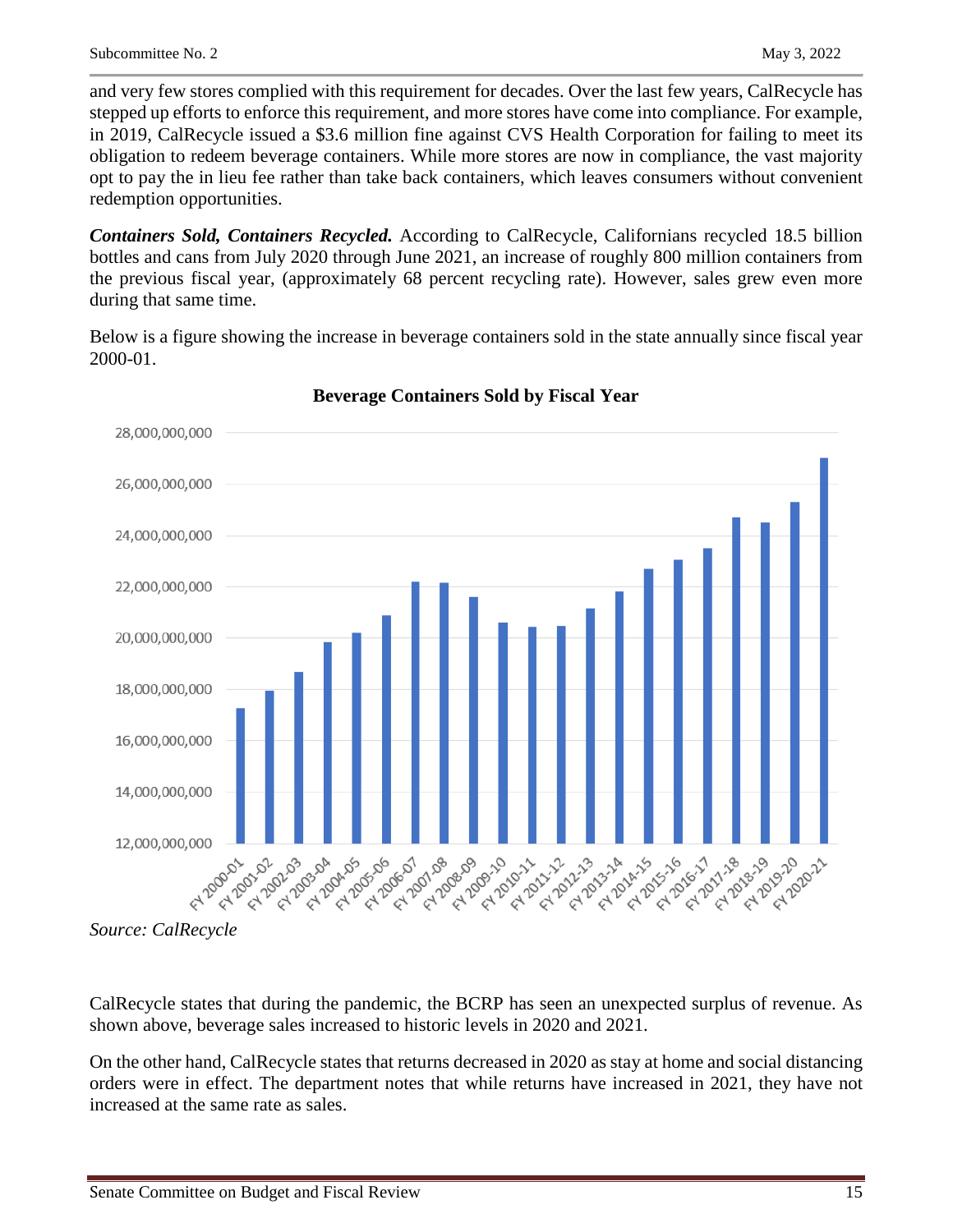and very few stores complied with this requirement for decades. Over the last few years, CalRecycle has stepped up efforts to enforce this requirement, and more stores have come into compliance. For example, in 2019, CalRecycle issued a $3.6 million fine against CVS Health Corporation for failing to meet its obligation to redeem beverage containers. While more stores are now in compliance, the vast majority opt to pay the in lieu fee rather than take back containers, which leaves consumers without convenient redemption opportunities.

***Containers Sold, Containers Recycled.*** According to CalRecycle, Californians recycled 18.5 billion bottles and cans from July 2020 through June 2021, an increase of roughly 800 million containers from the previous fiscal year, (approximately 68 percent recycling rate). However, sales grew even more during that same time.

Below is a figure showing the increase in beverage containers sold in the state annually since fiscal year 2000-01.

**Beverage Containers Sold by Fiscal Year**

*Source: CalRecycle*

CalRecycle states that during the pandemic, the BCRP has seen an unexpected surplus of revenue. As shown above, beverage sales increased to historic levels in 2020 and 2021.

On the other hand, CalRecycle states that returns decreased in 2020 as stay at home and social distancing orders were in effect. The department notes that while returns have increased in 2021, they have not increased at the same rate as sales.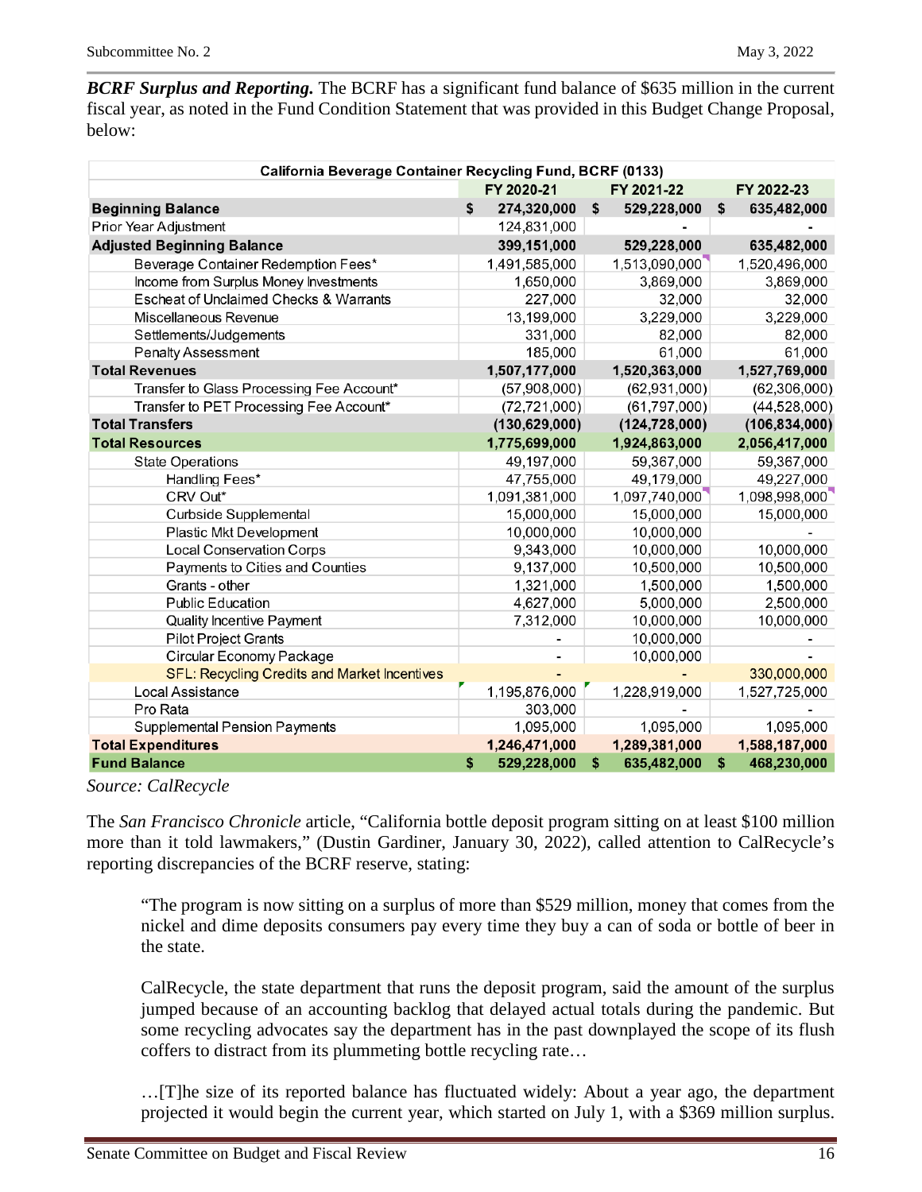***BCRF Surplus and Reporting.*** The BCRF has a significant fund balance of $635 million in the current fiscal year, as noted in the Fund Condition Statement that was provided in this Budget Change Proposal, below:

| California Beverage Container Recycling Fund, BCRF (0133) | | | |
|---|---|---|---|
| | FY 2020-21 | FY 2021-22 | FY 2022-23 |
| **Beginning Balance** | **$ 274,320,000** | **$ 529,228,000** | **$ 635,482,000** |
| Prior Year Adjustment | 124,831,000 | - | - |
| **Adjusted Beginning Balance** | **399,151,000** | **529,228,000** | **635,482,000** |
| Beverage Container Redemption Fees* | 1,491,585,000 | 1,513,090,000 | 1,520,496,000 |
| Income from Surplus Money Investments | 1,650,000 | 3,869,000 | 3,869,000 |
| Escheat of Unclaimed Checks & Warrants | 227,000 | 32,000 | 32,000 |
| Miscellaneous Revenue | 13,199,000 | 3,229,000 | 3,229,000 |
| Settlements/Judgements | 331,000 | 82,000 | 82,000 |
| Penalty Assessment | 185,000 | 61,000 | 61,000 |
| **Total Revenues** | **1,507,177,000** | **1,520,363,000** | **1,527,769,000** |
| Transfer to Glass Processing Fee Account* | (57,908,000) | (62,931,000) | (62,306,000) |
| Transfer to PET Processing Fee Account* | (72,721,000) | (61,797,000) | (44,528,000) |
| **Total Transfers** | **(130,629,000)** | **(124,728,000)** | **(106,834,000)** |
| **Total Resources** | **1,775,699,000** | **1,924,863,000** | **2,056,417,000** |
| State Operations | 49,197,000 | 59,367,000 | 59,367,000 |
| Handling Fees* | 47,755,000 | 49,179,000 | 49,227,000 |
| CRV Out* | 1,091,381,000 | 1,097,740,000 | 1,098,998,000 |
| Curbside Supplemental | 15,000,000 | 15,000,000 | 15,000,000 |
| Plastic Mkt Development | 10,000,000 | 10,000,000 | - |
| Local Conservation Corps | 9,343,000 | 10,000,000 | 10,000,000 |
| Payments to Cities and Counties | 9,137,000 | 10,500,000 | 10,500,000 |
| Grants - other | 1,321,000 | 1,500,000 | 1,500,000 |
| Public Education | 4,627,000 | 5,000,000 | 2,500,000 |
| Quality Incentive Payment | 7,312,000 | 10,000,000 | 10,000,000 |
| Pilot Project Grants | - | 10,000,000 | - |
| Circular Economy Package | - | 10,000,000 | - |
| SFL: Recycling Credits and Market Incentives | - | - | 330,000,000 |
| Local Assistance | 1,195,876,000 | 1,228,919,000 | 1,527,725,000 |
| Pro Rata | 303,000 | - | - |
| Supplemental Pension Payments | 1,095,000 | 1,095,000 | 1,095,000 |
| **Total Expenditures** | **1,246,471,000** | **1,289,381,000** | **1,588,187,000** |
| **Fund Balance** | **$ 529,228,000** | **$ 635,482,000** | **$ 468,230,000** |

*Source: CalRecycle*

The *San Francisco Chronicle* article, "California bottle deposit program sitting on at least $100 million more than it told lawmakers," (Dustin Gardiner, January 30, 2022), called attention to CalRecycle's reporting discrepancies of the BCRF reserve, stating:

> "The program is now sitting on a surplus of more than $529 million, money that comes from the nickel and dime deposits consumers pay every time they buy a can of soda or bottle of beer in the state.
>
> CalRecycle, the state department that runs the deposit program, said the amount of the surplus jumped because of an accounting backlog that delayed actual totals during the pandemic. But some recycling advocates say the department has in the past downplayed the scope of its flush coffers to distract from its plummeting bottle recycling rate…
>
> …[T]he size of its reported balance has fluctuated widely: About a year ago, the department projected it would begin the current year, which started on July 1, with a $369 million surplus.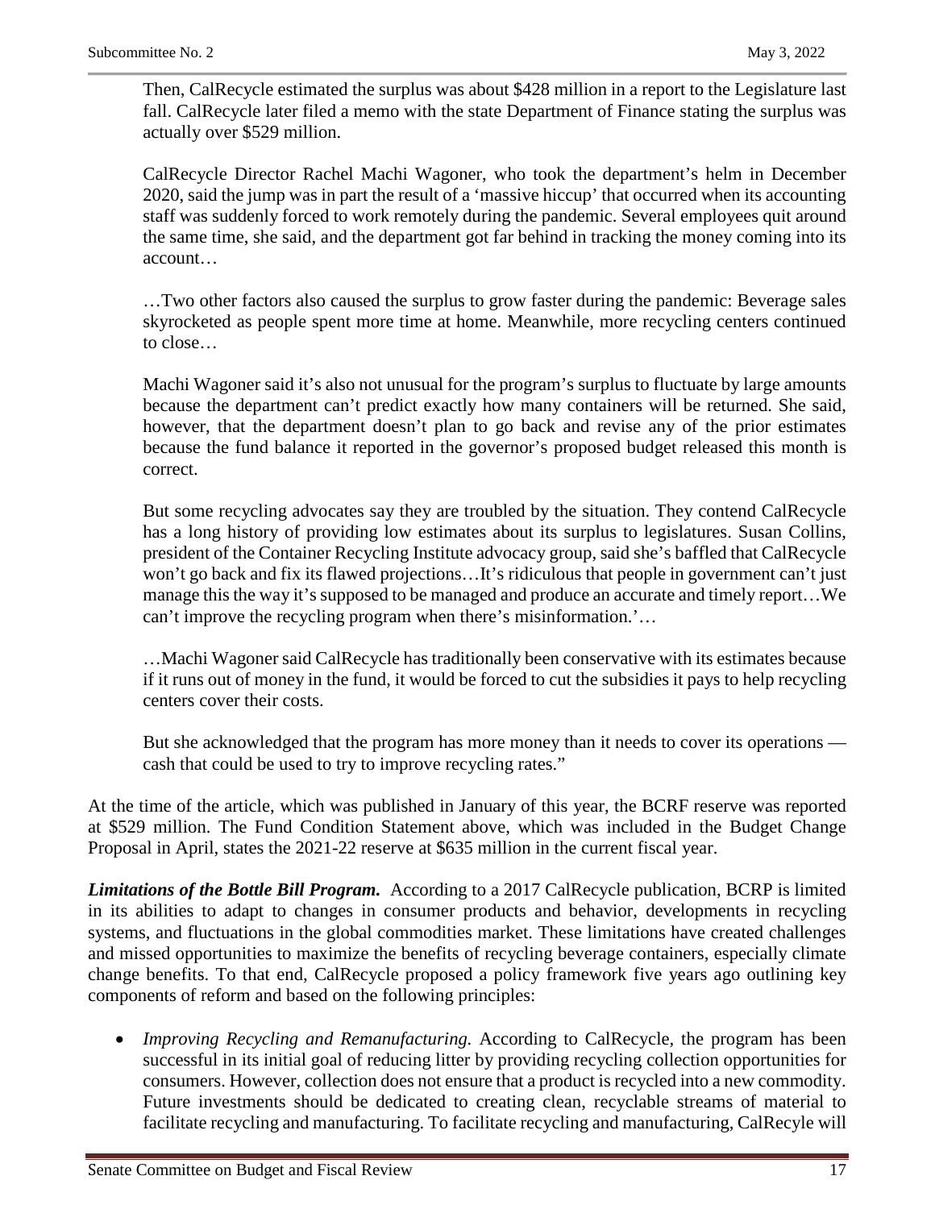> Then, CalRecycle estimated the surplus was about $428 million in a report to the Legislature last fall. CalRecycle later filed a memo with the state Department of Finance stating the surplus was actually over $529 million.
>
> CalRecycle Director Rachel Machi Wagoner, who took the department's helm in December 2020, said the jump was in part the result of a 'massive hiccup' that occurred when its accounting staff was suddenly forced to work remotely during the pandemic. Several employees quit around the same time, she said, and the department got far behind in tracking the money coming into its account…
>
> …Two other factors also caused the surplus to grow faster during the pandemic: Beverage sales skyrocketed as people spent more time at home. Meanwhile, more recycling centers continued to close…
>
> Machi Wagoner said it's also not unusual for the program's surplus to fluctuate by large amounts because the department can't predict exactly how many containers will be returned. She said, however, that the department doesn't plan to go back and revise any of the prior estimates because the fund balance it reported in the governor's proposed budget released this month is correct.
>
> But some recycling advocates say they are troubled by the situation. They contend CalRecycle has a long history of providing low estimates about its surplus to legislatures. Susan Collins, president of the Container Recycling Institute advocacy group, said she's baffled that CalRecycle won't go back and fix its flawed projections…It's ridiculous that people in government can't just manage this the way it's supposed to be managed and produce an accurate and timely report…We can't improve the recycling program when there's misinformation.'…
>
> …Machi Wagoner said CalRecycle has traditionally been conservative with its estimates because if it runs out of money in the fund, it would be forced to cut the subsidies it pays to help recycling centers cover their costs.
>
> But she acknowledged that the program has more money than it needs to cover its operations — cash that could be used to try to improve recycling rates."

At the time of the article, which was published in January of this year, the BCRF reserve was reported at $529 million. The Fund Condition Statement above, which was included in the Budget Change Proposal in April, states the 2021-22 reserve at $635 million in the current fiscal year.

***Limitations of the Bottle Bill Program.*** According to a 2017 CalRecycle publication, BCRP is limited in its abilities to adapt to changes in consumer products and behavior, developments in recycling systems, and fluctuations in the global commodities market. These limitations have created challenges and missed opportunities to maximize the benefits of recycling beverage containers, especially climate change benefits. To that end, CalRecycle proposed a policy framework five years ago outlining key components of reform and based on the following principles:

- *Improving Recycling and Remanufacturing.* According to CalRecycle, the program has been successful in its initial goal of reducing litter by providing recycling collection opportunities for consumers. However, collection does not ensure that a product is recycled into a new commodity. Future investments should be dedicated to creating clean, recyclable streams of material to facilitate recycling and manufacturing. To facilitate recycling and manufacturing, CalRecyle will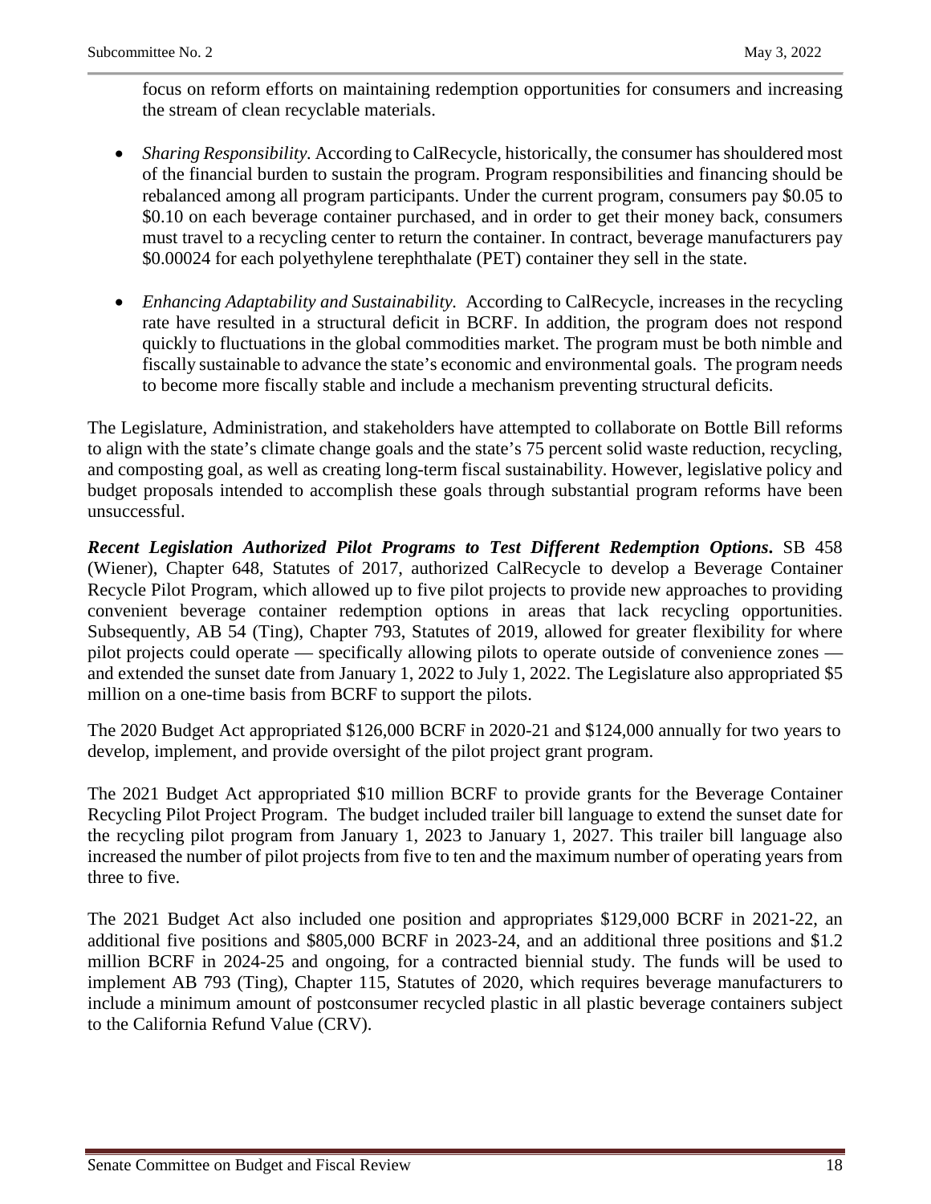focus on reform efforts on maintaining redemption opportunities for consumers and increasing the stream of clean recyclable materials.

- *Sharing Responsibility.* According to CalRecycle, historically, the consumer has shouldered most of the financial burden to sustain the program. Program responsibilities and financing should be rebalanced among all program participants. Under the current program, consumers pay $0.05 to $0.10 on each beverage container purchased, and in order to get their money back, consumers must travel to a recycling center to return the container. In contract, beverage manufacturers pay $0.00024 for each polyethylene terephthalate (PET) container they sell in the state.

- *Enhancing Adaptability and Sustainability.* According to CalRecycle, increases in the recycling rate have resulted in a structural deficit in BCRF. In addition, the program does not respond quickly to fluctuations in the global commodities market. The program must be both nimble and fiscally sustainable to advance the state's economic and environmental goals. The program needs to become more fiscally stable and include a mechanism preventing structural deficits.

The Legislature, Administration, and stakeholders have attempted to collaborate on Bottle Bill reforms to align with the state's climate change goals and the state's 75 percent solid waste reduction, recycling, and composting goal, as well as creating long-term fiscal sustainability. However, legislative policy and budget proposals intended to accomplish these goals through substantial program reforms have been unsuccessful.

***Recent Legislation Authorized Pilot Programs to Test Different Redemption Options.*** SB 458 (Wiener), Chapter 648, Statutes of 2017, authorized CalRecycle to develop a Beverage Container Recycle Pilot Program, which allowed up to five pilot projects to provide new approaches to providing convenient beverage container redemption options in areas that lack recycling opportunities. Subsequently, AB 54 (Ting), Chapter 793, Statutes of 2019, allowed for greater flexibility for where pilot projects could operate — specifically allowing pilots to operate outside of convenience zones — and extended the sunset date from January 1, 2022 to July 1, 2022. The Legislature also appropriated $5 million on a one-time basis from BCRF to support the pilots.

The 2020 Budget Act appropriated $126,000 BCRF in 2020-21 and $124,000 annually for two years to develop, implement, and provide oversight of the pilot project grant program.

The 2021 Budget Act appropriated $10 million BCRF to provide grants for the Beverage Container Recycling Pilot Project Program. The budget included trailer bill language to extend the sunset date for the recycling pilot program from January 1, 2023 to January 1, 2027. This trailer bill language also increased the number of pilot projects from five to ten and the maximum number of operating years from three to five.

The 2021 Budget Act also included one position and appropriates $129,000 BCRF in 2021-22, an additional five positions and $805,000 BCRF in 2023-24, and an additional three positions and $1.2 million BCRF in 2024-25 and ongoing, for a contracted biennial study. The funds will be used to implement AB 793 (Ting), Chapter 115, Statutes of 2020, which requires beverage manufacturers to include a minimum amount of postconsumer recycled plastic in all plastic beverage containers subject to the California Refund Value (CRV).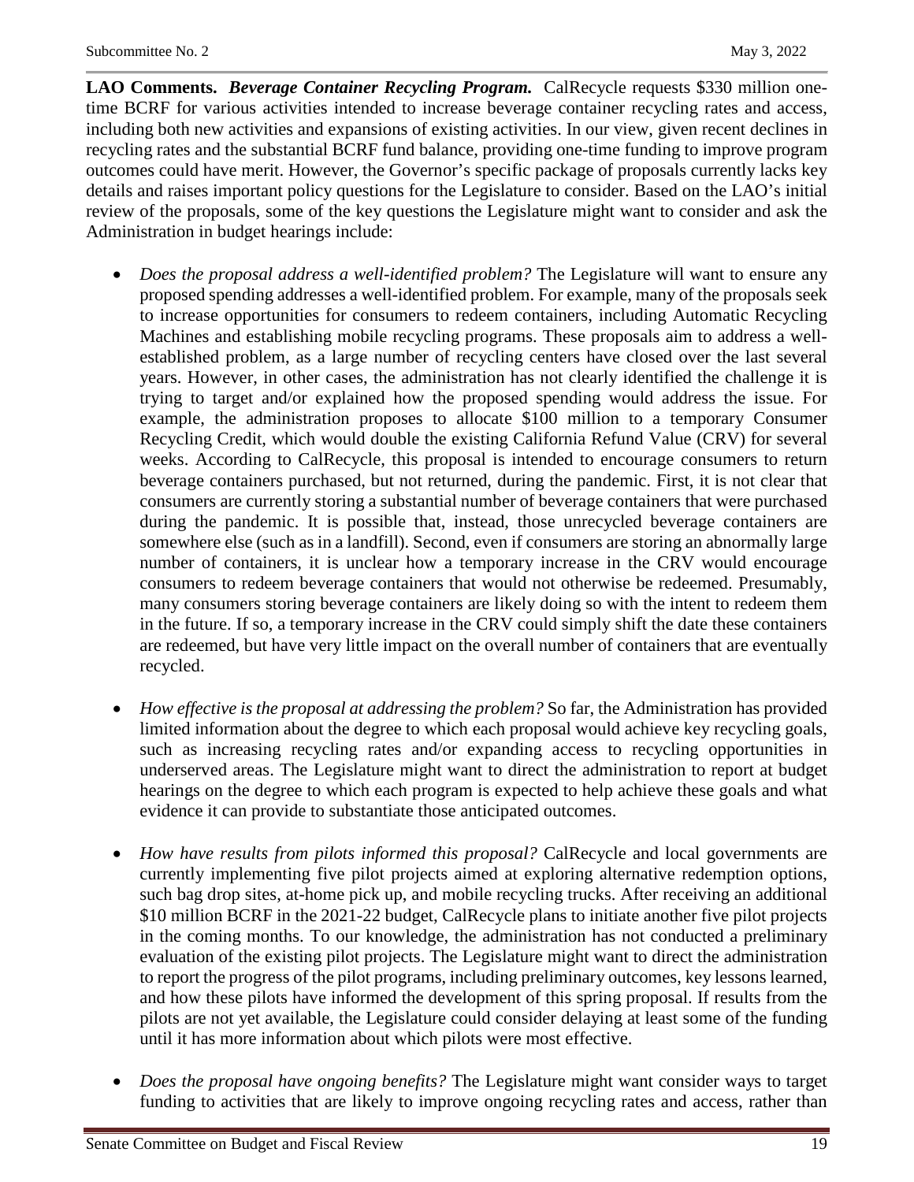**LAO Comments.** ***Beverage Container Recycling Program.*** CalRecycle requests $330 million one-time BCRF for various activities intended to increase beverage container recycling rates and access, including both new activities and expansions of existing activities. In our view, given recent declines in recycling rates and the substantial BCRF fund balance, providing one-time funding to improve program outcomes could have merit. However, the Governor's specific package of proposals currently lacks key details and raises important policy questions for the Legislature to consider. Based on the LAO's initial review of the proposals, some of the key questions the Legislature might want to consider and ask the Administration in budget hearings include:

- *Does the proposal address a well-identified problem?* The Legislature will want to ensure any proposed spending addresses a well-identified problem. For example, many of the proposals seek to increase opportunities for consumers to redeem containers, including Automatic Recycling Machines and establishing mobile recycling programs. These proposals aim to address a well-established problem, as a large number of recycling centers have closed over the last several years. However, in other cases, the administration has not clearly identified the challenge it is trying to target and/or explained how the proposed spending would address the issue. For example, the administration proposes to allocate $100 million to a temporary Consumer Recycling Credit, which would double the existing California Refund Value (CRV) for several weeks. According to CalRecycle, this proposal is intended to encourage consumers to return beverage containers purchased, but not returned, during the pandemic. First, it is not clear that consumers are currently storing a substantial number of beverage containers that were purchased during the pandemic. It is possible that, instead, those unrecycled beverage containers are somewhere else (such as in a landfill). Second, even if consumers are storing an abnormally large number of containers, it is unclear how a temporary increase in the CRV would encourage consumers to redeem beverage containers that would not otherwise be redeemed. Presumably, many consumers storing beverage containers are likely doing so with the intent to redeem them in the future. If so, a temporary increase in the CRV could simply shift the date these containers are redeemed, but have very little impact on the overall number of containers that are eventually recycled.

- *How effective is the proposal at addressing the problem?* So far, the Administration has provided limited information about the degree to which each proposal would achieve key recycling goals, such as increasing recycling rates and/or expanding access to recycling opportunities in underserved areas. The Legislature might want to direct the administration to report at budget hearings on the degree to which each program is expected to help achieve these goals and what evidence it can provide to substantiate those anticipated outcomes.

- *How have results from pilots informed this proposal?* CalRecycle and local governments are currently implementing five pilot projects aimed at exploring alternative redemption options, such bag drop sites, at-home pick up, and mobile recycling trucks. After receiving an additional $10 million BCRF in the 2021-22 budget, CalRecycle plans to initiate another five pilot projects in the coming months. To our knowledge, the administration has not conducted a preliminary evaluation of the existing pilot projects. The Legislature might want to direct the administration to report the progress of the pilot programs, including preliminary outcomes, key lessons learned, and how these pilots have informed the development of this spring proposal. If results from the pilots are not yet available, the Legislature could consider delaying at least some of the funding until it has more information about which pilots were most effective.

- *Does the proposal have ongoing benefits?* The Legislature might want consider ways to target funding to activities that are likely to improve ongoing recycling rates and access, rather than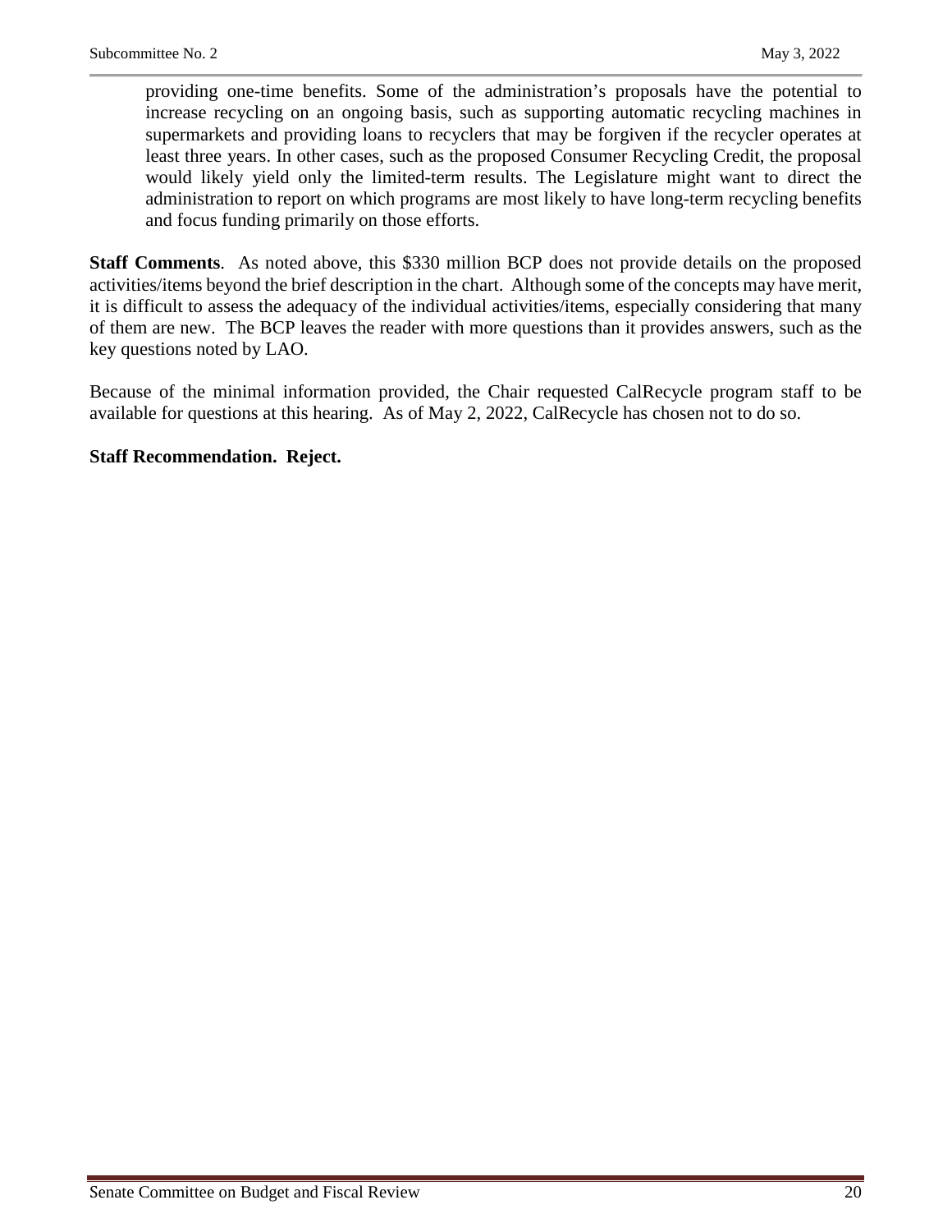providing one-time benefits. Some of the administration's proposals have the potential to increase recycling on an ongoing basis, such as supporting automatic recycling machines in supermarkets and providing loans to recyclers that may be forgiven if the recycler operates at least three years. In other cases, such as the proposed Consumer Recycling Credit, the proposal would likely yield only the limited-term results. The Legislature might want to direct the administration to report on which programs are most likely to have long-term recycling benefits and focus funding primarily on those efforts.

**Staff Comments**. As noted above, this $330 million BCP does not provide details on the proposed activities/items beyond the brief description in the chart. Although some of the concepts may have merit, it is difficult to assess the adequacy of the individual activities/items, especially considering that many of them are new. The BCP leaves the reader with more questions than it provides answers, such as the key questions noted by LAO.

Because of the minimal information provided, the Chair requested CalRecycle program staff to be available for questions at this hearing. As of May 2, 2022, CalRecycle has chosen not to do so.

**Staff Recommendation. Reject.**